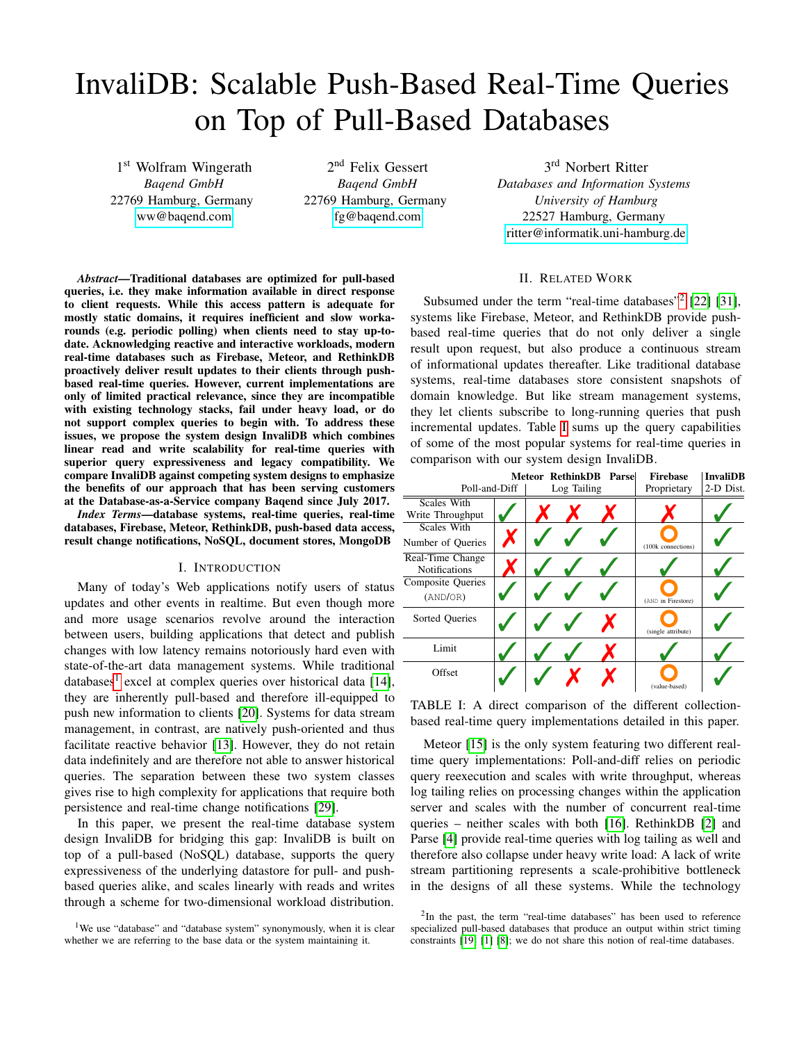# InvaliDB: Scalable Push-Based Real-Time Queries on Top of Pull-Based Databases

1st Wolfram Wingerath
*Baqend GmbH*
22769 Hamburg, Germany
ww@baqend.com

2nd Felix Gessert
*Baqend GmbH*
22769 Hamburg, Germany
fg@baqend.com

3rd Norbert Ritter
*Databases and Information Systems*
*University of Hamburg*
22527 Hamburg, Germany
ritter@informatik.uni-hamburg.de

***Abstract*—Traditional databases are optimized for pull-based queries, i.e. they make information available in direct response to client requests. While this access pattern is adequate for mostly static domains, it requires inefficient and slow workarounds (e.g. periodic polling) when clients need to stay up-to-date. Acknowledging reactive and interactive workloads, modern real-time databases such as Firebase, Meteor, and RethinkDB proactively deliver result updates to their clients through push-based real-time queries. However, current implementations are only of limited practical relevance, since they are incompatible with existing technology stacks, fail under heavy load, or do not support complex queries to begin with. To address these issues, we propose the system design InvaliDB which combines linear read and write scalability for real-time queries with superior query expressiveness and legacy compatibility. We compare InvaliDB against competing system designs to emphasize the benefits of our approach that has been serving customers at the Database-as-a-Service company Baqend since July 2017.**

***Index Terms*—database systems, real-time queries, real-time databases, Firebase, Meteor, RethinkDB, push-based data access, result change notifications, NoSQL, document stores, MongoDB**

## I. Introduction

Many of today's Web applications notify users of status updates and other events in realtime. But even though more and more usage scenarios revolve around the interaction between users, building applications that detect and publish changes with low latency remains notoriously hard even with state-of-the-art data management systems. While traditional databases[1] excel at complex queries over historical data [14], they are inherently pull-based and therefore ill-equipped to push new information to clients [20]. Systems for data stream management, in contrast, are natively push-oriented and thus facilitate reactive behavior [13]. However, they do not retain data indefinitely and are therefore not able to answer historical queries. The separation between these two system classes gives rise to high complexity for applications that require both persistence and real-time change notifications [29].

In this paper, we present the real-time database system design InvaliDB for bridging this gap: InvaliDB is built on top of a pull-based (NoSQL) database, supports the query expressiveness of the underlying datastore for pull- and push-based queries alike, and scales linearly with reads and writes through a scheme for two-dimensional workload distribution.

[1]We use "database" and "database system" synonymously, when it is clear whether we are referring to the base data or the system maintaining it.

## II. Related Work

Subsumed under the term "real-time databases"[2] [22] [31], systems like Firebase, Meteor, and RethinkDB provide push-based real-time queries that do not only deliver a single result upon request, but also produce a continuous stream of informational updates thereafter. Like traditional database systems, real-time databases store consistent snapshots of domain knowledge. But like stream management systems, they let clients subscribe to long-running queries that push incremental updates. Table I sums up the query capabilities of some of the most popular systems for real-time queries in comparison with our system design InvaliDB.

| | Meteor | | RethinkDB | Parse | Firebase | InvaliDB |
|---|---|---|---|---|---|---|
| | Poll-and-Diff | Log Tailing | | | Proprietary | 2-D Dist. |
| Scales With Write Throughput | ✓ | ✗ | ✗ | ✗ | ✗ | ✓ |
| Scales With Number of Queries | ✗ | ✓ | ✓ | ✓ | ◯ (100k connections) | ✓ |
| Real-Time Change Notifications | ✗ | ✓ | ✓ | ✓ | ✓ | ✓ |
| Composite Queries (AND/OR) | ✓ | ✓ | ✓ | ✓ | ◯ (AND in Firestore) | ✓ |
| Sorted Queries | ✓ | ✓ | ✓ | ✗ | ◯ (single attribute) | ✓ |
| Limit | ✓ | ✓ | ✓ | ✗ | ✓ | ✓ |
| Offset | ✓ | ✓ | ✗ | ✗ | ◯ (value-based) | ✓ |

TABLE I: A direct comparison of the different collection-based real-time query implementations detailed in this paper.

Meteor [15] is the only system featuring two different real-time query implementations: Poll-and-diff relies on periodic query reexecution and scales with write throughput, whereas log tailing relies on processing changes within the application server and scales with the number of concurrent real-time queries – neither scales with both [16]. RethinkDB [2] and Parse [4] provide real-time queries with log tailing as well and therefore also collapse under heavy write load: A lack of write stream partitioning represents a scale-prohibitive bottleneck in the designs of all these systems. While the technology

[2]In the past, the term "real-time databases" has been used to reference specialized pull-based databases that produce an output within strict timing constraints [19] [1] [8]; we do not share this notion of real-time databases.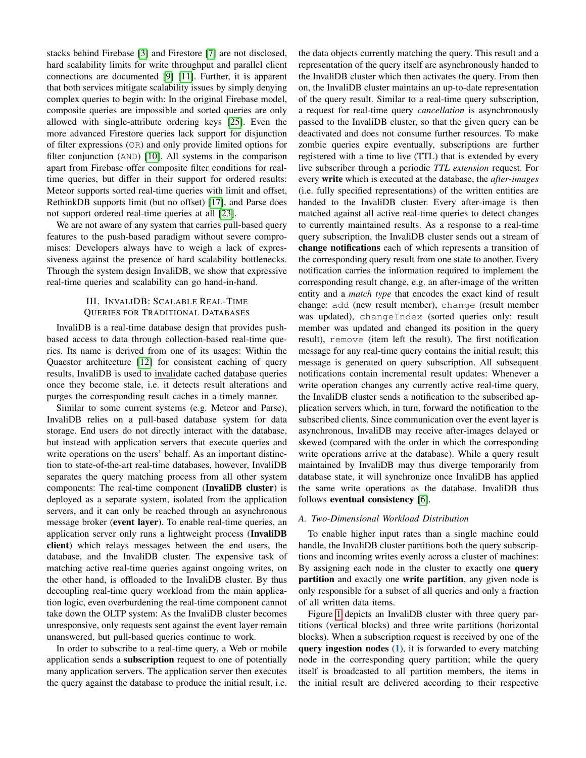stacks behind Firebase [3] and Firestore [7] are not disclosed, hard scalability limits for write throughput and parallel client connections are documented [9] [11]. Further, it is apparent that both services mitigate scalability issues by simply denying complex queries to begin with: In the original Firebase model, composite queries are impossible and sorted queries are only allowed with single-attribute ordering keys [25]. Even the more advanced Firestore queries lack support for disjunction of filter expressions (`OR`) and only provide limited options for filter conjunction (`AND`) [10]. All systems in the comparison apart from Firebase offer composite filter conditions for real-time queries, but differ in their support for ordered results: Meteor supports sorted real-time queries with limit and offset, RethinkDB supports limit (but no offset) [17], and Parse does not support ordered real-time queries at all [23].

We are not aware of any system that carries pull-based query features to the push-based paradigm without severe compromises: Developers always have to weigh a lack of expressiveness against the presence of hard scalability bottlenecks. Through the system design InvaliDB, we show that expressive real-time queries and scalability can go hand-in-hand.

## III. InvaliDB: Scalable Real-Time Queries for Traditional Databases

InvaliDB is a real-time database design that provides push-based access to data through collection-based real-time queries. Its name is derived from one of its usages: Within the Quaestor architecture [12] for consistent caching of query results, InvaliDB is used to invalidate cached database queries once they become stale, i.e. it detects result alterations and purges the corresponding result caches in a timely manner.

Similar to some current systems (e.g. Meteor and Parse), InvaliDB relies on a pull-based database system for data storage. End users do not directly interact with the database, but instead with application servers that execute queries and write operations on the users' behalf. As an important distinction to state-of-the-art real-time databases, however, InvaliDB separates the query matching process from all other system components: The real-time component (**InvaliDB cluster**) is deployed as a separate system, isolated from the application servers, and it can only be reached through an asynchronous message broker (**event layer**). To enable real-time queries, an application server only runs a lightweight process (**InvaliDB client**) which relays messages between the end users, the database, and the InvaliDB cluster. The expensive task of matching active real-time queries against ongoing writes, on the other hand, is offloaded to the InvaliDB cluster. By thus decoupling real-time query workload from the main application logic, even overburdening the real-time component cannot take down the OLTP system: As the InvaliDB cluster becomes unresponsive, only requests sent against the event layer remain unanswered, but pull-based queries continue to work.

In order to subscribe to a real-time query, a Web or mobile application sends a **subscription** request to one of potentially many application servers. The application server then executes the query against the database to produce the initial result, i.e. the data objects currently matching the query. This result and a representation of the query itself are asynchronously handed to the InvaliDB cluster which then activates the query. From then on, the InvaliDB cluster maintains an up-to-date representation of the query result. Similar to a real-time query subscription, a request for real-time query *cancellation* is asynchronously passed to the InvaliDB cluster, so that the given query can be deactivated and does not consume further resources. To make zombie queries expire eventually, subscriptions are further registered with a time to live (TTL) that is extended by every live subscriber through a periodic *TTL extension* request. For every **write** which is executed at the database, the *after-images* (i.e. fully specified representations) of the written entities are handed to the InvaliDB cluster. Every after-image is then matched against all active real-time queries to detect changes to currently maintained results. As a response to a real-time query subscription, the InvaliDB cluster sends out a stream of **change notifications** each of which represents a transition of the corresponding query result from one state to another. Every notification carries the information required to implement the corresponding result change, e.g. an after-image of the written entity and a *match type* that encodes the exact kind of result change: `add` (new result member), `change` (result member was updated), `changeIndex` (sorted queries only: result member was updated and changed its position in the query result), `remove` (item left the result). The first notification message for any real-time query contains the initial result; this message is generated on query subscription. All subsequent notifications contain incremental result updates: Whenever a write operation changes any currently active real-time query, the InvaliDB cluster sends a notification to the subscribed application servers which, in turn, forward the notification to the subscribed clients. Since communication over the event layer is asynchronous, InvaliDB may receive after-images delayed or skewed (compared with the order in which the corresponding write operations arrive at the database). While a query result maintained by InvaliDB may thus diverge temporarily from database state, it will synchronize once InvaliDB has applied the same write operations as the database. InvaliDB thus follows **eventual consistency** [6].

### A. Two-Dimensional Workload Distribution

To enable higher input rates than a single machine could handle, the InvaliDB cluster partitions both the query subscriptions and incoming writes evenly across a cluster of machines: By assigning each node in the cluster to exactly one **query partition** and exactly one **write partition**, any given node is only responsible for a subset of all queries and only a fraction of all written data items.

Figure 1 depicts an InvaliDB cluster with three query partitions (vertical blocks) and three write partitions (horizontal blocks). When a subscription request is received by one of the **query ingestion nodes** (**1**), it is forwarded to every matching node in the corresponding query partition; while the query itself is broadcasted to all partition members, the items in the initial result are delivered according to their respective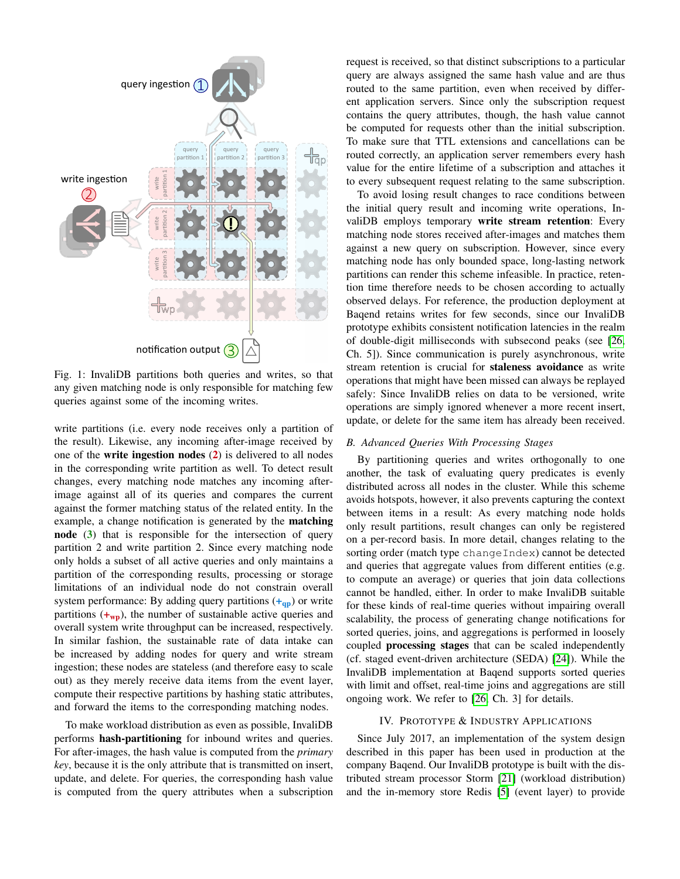query ingestion ①

write ingestion ②

query partition 1

query partition 2

query partition 3

write partition 1

write partition 2

write partition 3

+qp

+wp

notification output ③

Fig. 1: InvaliDB partitions both queries and writes, so that any given matching node is only responsible for matching few queries against some of the incoming writes.

write partitions (i.e. every node receives only a partition of the result). Likewise, any incoming after-image received by one of the **write ingestion nodes** (2) is delivered to all nodes in the corresponding write partition as well. To detect result changes, every matching node matches any incoming after-image against all of its queries and compares the current against the former matching status of the related entity. In the example, a change notification is generated by the **matching node** (3) that is responsible for the intersection of query partition 2 and write partition 2. Since every matching node only holds a subset of all active queries and only maintains a partition of the corresponding results, processing or storage limitations of an individual node do not constrain overall system performance: By adding query partitions ($+_{qp}$) or write partitions ($+_{wp}$), the number of sustainable active queries and overall system write throughput can be increased, respectively. In similar fashion, the sustainable rate of data intake can be increased by adding nodes for query and write stream ingestion; these nodes are stateless (and therefore easy to scale out) as they merely receive data items from the event layer, compute their respective partitions by hashing static attributes, and forward the items to the corresponding matching nodes.

To make workload distribution as even as possible, InvaliDB performs **hash-partitioning** for inbound writes and queries. For after-images, the hash value is computed from the *primary key*, because it is the only attribute that is transmitted on insert, update, and delete. For queries, the corresponding hash value is computed from the query attributes when a subscription request is received, so that distinct subscriptions to a particular query are always assigned the same hash value and are thus routed to the same partition, even when received by different application servers. Since only the subscription request contains the query attributes, though, the hash value cannot be computed for requests other than the initial subscription. To make sure that TTL extensions and cancellations can be routed correctly, an application server remembers every hash value for the entire lifetime of a subscription and attaches it to every subsequent request relating to the same subscription.

To avoid losing result changes to race conditions between the initial query result and incoming write operations, InvaliDB employs temporary **write stream retention**: Every matching node stores received after-images and matches them against a new query on subscription. However, since every matching node has only bounded space, long-lasting network partitions can render this scheme infeasible. In practice, retention time therefore needs to be chosen according to actually observed delays. For reference, the production deployment at Baqend retains writes for few seconds, since our InvaliDB prototype exhibits consistent notification latencies in the realm of double-digit milliseconds with subsecond peaks (see [26, Ch. 5]). Since communication is purely asynchronous, write stream retention is crucial for **staleness avoidance** as write operations that might have been missed can always be replayed safely: Since InvaliDB relies on data to be versioned, write operations are simply ignored whenever a more recent insert, update, or delete for the same item has already been received.

### B. Advanced Queries With Processing Stages

By partitioning queries and writes orthogonally to one another, the task of evaluating query predicates is evenly distributed across all nodes in the cluster. While this scheme avoids hotspots, however, it also prevents capturing the context between items in a result: As every matching node holds only result partitions, result changes can only be registered on a per-record basis. In more detail, changes relating to the sorting order (match type `changeIndex`) cannot be detected and queries that aggregate values from different entities (e.g. to compute an average) or queries that join data collections cannot be handled, either. In order to make InvaliDB suitable for these kinds of real-time queries without impairing overall scalability, the process of generating change notifications for sorted queries, joins, and aggregations is performed in loosely coupled **processing stages** that can be scaled independently (cf. staged event-driven architecture (SEDA) [24]). While the InvaliDB implementation at Baqend supports sorted queries with limit and offset, real-time joins and aggregations are still ongoing work. We refer to [26, Ch. 3] for details.

## IV. Prototype & Industry Applications

Since July 2017, an implementation of the system design described in this paper has been used in production at the company Baqend. Our InvaliDB prototype is built with the distributed stream processor Storm [21] (workload distribution) and the in-memory store Redis [5] (event layer) to provide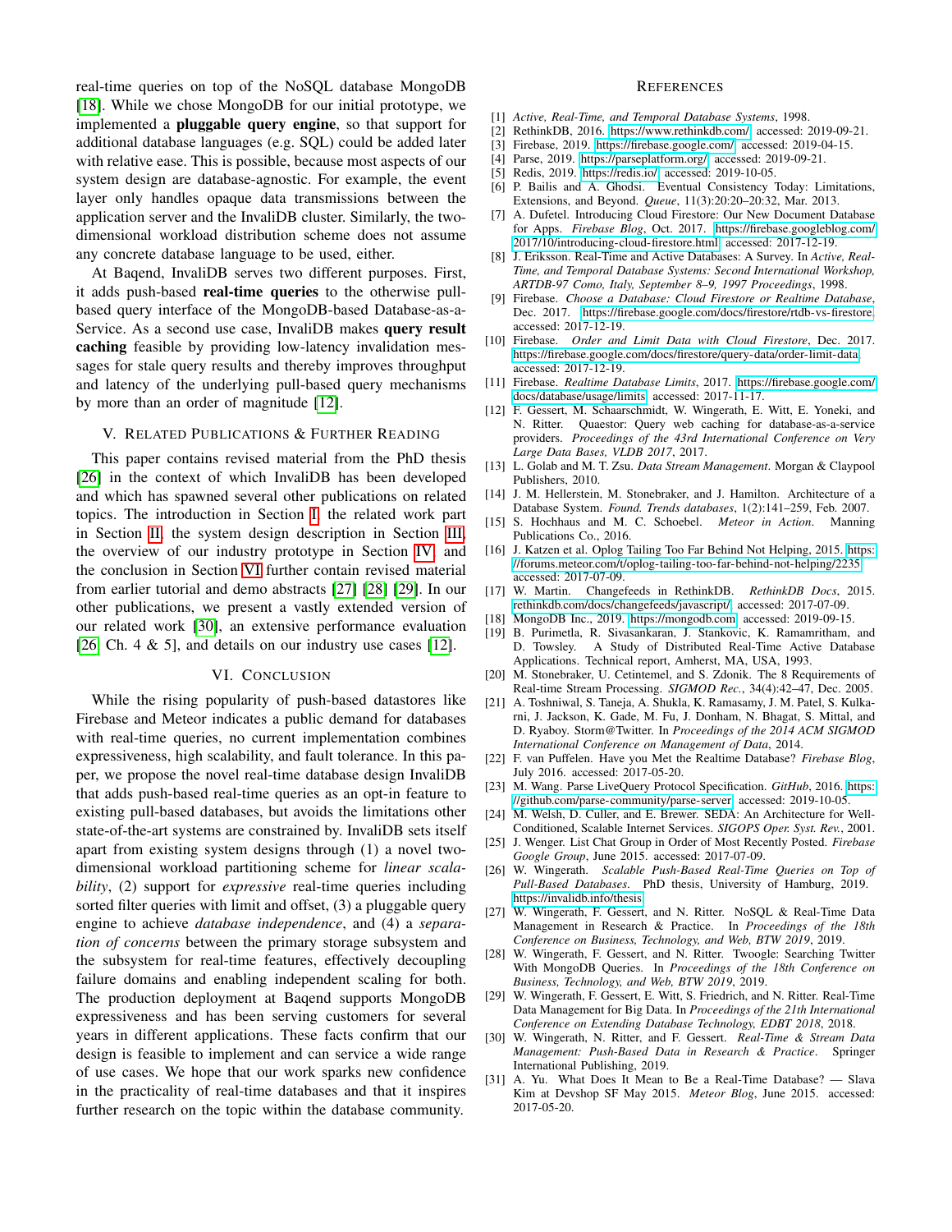real-time queries on top of the NoSQL database MongoDB [18]. While we chose MongoDB for our initial prototype, we implemented a **pluggable query engine**, so that support for additional database languages (e.g. SQL) could be added later with relative ease. This is possible, because most aspects of our system design are database-agnostic. For example, the event layer only handles opaque data transmissions between the application server and the InvaliDB cluster. Similarly, the two-dimensional workload distribution scheme does not assume any concrete database language to be used, either.

At Baqend, InvaliDB serves two different purposes. First, it adds push-based **real-time queries** to the otherwise pull-based query interface of the MongoDB-based Database-as-a-Service. As a second use case, InvaliDB makes **query result caching** feasible by providing low-latency invalidation messages for stale query results and thereby improves throughput and latency of the underlying pull-based query mechanisms by more than an order of magnitude [12].

## V. Related Publications & Further Reading

This paper contains revised material from the PhD thesis [26] in the context of which InvaliDB has been developed and which has spawned several other publications on related topics. The introduction in Section I, the related work part in Section II, the system design description in Section III, the overview of our industry prototype in Section IV, and the conclusion in Section VI further contain revised material from earlier tutorial and demo abstracts [27] [28] [29]. In our other publications, we present a vastly extended version of our related work [30], an extensive performance evaluation [26, Ch. 4 & 5], and details on our industry use cases [12].

## VI. Conclusion

While the rising popularity of push-based datastores like Firebase and Meteor indicates a public demand for databases with real-time queries, no current implementation combines expressiveness, high scalability, and fault tolerance. In this paper, we propose the novel real-time database design InvaliDB that adds push-based real-time queries as an opt-in feature to existing pull-based databases, but avoids the limitations other state-of-the-art systems are constrained by. InvaliDB sets itself apart from existing system designs through (1) a novel two-dimensional workload partitioning scheme for *linear scalability*, (2) support for *expressive* real-time queries including sorted filter queries with limit and offset, (3) a pluggable query engine to achieve *database independence*, and (4) a *separation of concerns* between the primary storage subsystem and the subsystem for real-time features, effectively decoupling failure domains and enabling independent scaling for both. The production deployment at Baqend supports MongoDB expressiveness and has been serving customers for several years in different applications. These facts confirm that our design is feasible to implement and can service a wide range of use cases. We hope that our work sparks new confidence in the practicality of real-time databases and that it inspires further research on the topic within the database community.

## References

[1] *Active, Real-Time, and Temporal Database Systems*, 1998.

[2] RethinkDB, 2016. https://www.rethinkdb.com/ accessed: 2019-09-21.

[3] Firebase, 2019. https://firebase.google.com/ accessed: 2019-04-15.

[4] Parse, 2019. https://parseplatform.org/ accessed: 2019-09-21.

[5] Redis, 2019. https://redis.io/ accessed: 2019-10-05.

[6] P. Bailis and A. Ghodsi. Eventual Consistency Today: Limitations, Extensions, and Beyond. *Queue*, 11(3):20:20–20:32, Mar. 2013.

[7] A. Dufetel. Introducing Cloud Firestore: Our New Document Database for Apps. *Firebase Blog*, Oct. 2017. https://firebase.googleblog.com/2017/10/introducing-cloud-firestore.html accessed: 2017-12-19.

[8] J. Eriksson. Real-Time and Active Databases: A Survey. In *Active, Real-Time, and Temporal Database Systems: Second International Workshop, ARTDB-97 Como, Italy, September 8–9, 1997 Proceedings*, 1998.

[9] Firebase. *Choose a Database: Cloud Firestore or Realtime Database*, Dec. 2017. https://firebase.google.com/docs/firestore/rtdb-vs-firestore accessed: 2017-12-19.

[10] Firebase. *Order and Limit Data with Cloud Firestore*, Dec. 2017. https://firebase.google.com/docs/firestore/query-data/order-limit-data accessed: 2017-12-19.

[11] Firebase. *Realtime Database Limits*, 2017. https://firebase.google.com/docs/database/usage/limits accessed: 2017-11-17.

[12] F. Gessert, M. Schaarschmidt, W. Wingerath, E. Witt, E. Yoneki, and N. Ritter. Quaestor: Query web caching for database-as-a-service providers. *Proceedings of the 43rd International Conference on Very Large Data Bases, VLDB 2017*, 2017.

[13] L. Golab and M. T. Zsu. *Data Stream Management*. Morgan & Claypool Publishers, 2010.

[14] J. M. Hellerstein, M. Stonebraker, and J. Hamilton. Architecture of a Database System. *Found. Trends databases*, 1(2):141–259, Feb. 2007.

[15] S. Hochhaus and M. C. Schoebel. *Meteor in Action*. Manning Publications Co., 2016.

[16] J. Katzen et al. Oplog Tailing Too Far Behind Not Helping, 2015. https://forums.meteor.com/t/oplog-tailing-too-far-behind-not-helping/2235 accessed: 2017-07-09.

[17] W. Martin. Changefeeds in RethinkDB. *RethinkDB Docs*, 2015. rethinkdb.com/docs/changefeeds/javascript/ accessed: 2017-07-09.

[18] MongoDB Inc., 2019. https://mongodb.com accessed: 2019-09-15.

[19] B. Purimetla, R. Sivasankaran, J. Stankovic, K. Ramamritham, and D. Towsley. A Study of Distributed Real-Time Active Database Applications. Technical report, Amherst, MA, USA, 1993.

[20] M. Stonebraker, U. Cetintemel, and S. Zdonik. The 8 Requirements of Real-time Stream Processing. *SIGMOD Rec.*, 34(4):42–47, Dec. 2005.

[21] A. Toshniwal, S. Taneja, A. Shukla, K. Ramasamy, J. M. Patel, S. Kulkarni, J. Jackson, K. Gade, M. Fu, J. Donham, N. Bhagat, S. Mittal, and D. Ryaboy. Storm@Twitter. In *Proceedings of the 2014 ACM SIGMOD International Conference on Management of Data*, 2014.

[22] F. van Puffelen. Have you Met the Realtime Database? *Firebase Blog*, July 2016. accessed: 2017-05-20.

[23] M. Wang. Parse LiveQuery Protocol Specification. *GitHub*, 2016. https://github.com/parse-community/parse-server accessed: 2019-10-05.

[24] M. Welsh, D. Culler, and E. Brewer. SEDA: An Architecture for Well-Conditioned, Scalable Internet Services. *SIGOPS Oper. Syst. Rev.*, 2001.

[25] J. Wenger. List Chat Group in Order of Most Recently Posted. *Firebase Google Group*, June 2015. accessed: 2017-07-09.

[26] W. Wingerath. *Scalable Push-Based Real-Time Queries on Top of Pull-Based Databases*. PhD thesis, University of Hamburg, 2019. https://invalidb.info/thesis

[27] W. Wingerath, F. Gessert, and N. Ritter. NoSQL & Real-Time Data Management in Research & Practice. In *Proceedings of the 18th Conference on Business, Technology, and Web, BTW 2019*, 2019.

[28] W. Wingerath, F. Gessert, and N. Ritter. Twoogle: Searching Twitter With MongoDB Queries. In *Proceedings of the 18th Conference on Business, Technology, and Web, BTW 2019*, 2019.

[29] W. Wingerath, F. Gessert, E. Witt, S. Friedrich, and N. Ritter. Real-Time Data Management for Big Data. In *Proceedings of the 21th International Conference on Extending Database Technology, EDBT 2018*, 2018.

[30] W. Wingerath, N. Ritter, and F. Gessert. *Real-Time & Stream Data Management: Push-Based Data in Research & Practice*. Springer International Publishing, 2019.

[31] A. Yu. What Does It Mean to Be a Real-Time Database? — Slava Kim at Devshop SF May 2015. *Meteor Blog*, June 2015. accessed: 2017-05-20.